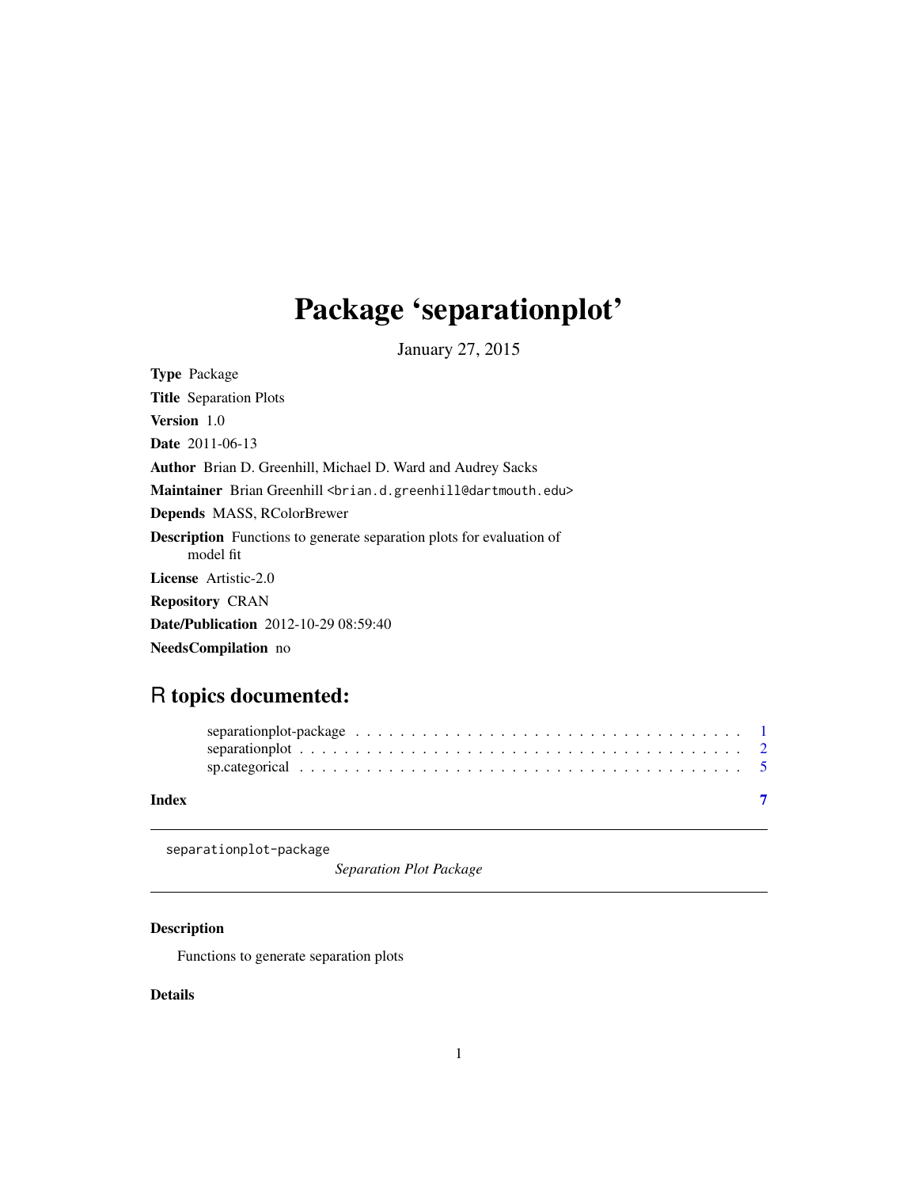# Package 'separationplot'

January 27, 2015

**Type** Package

**Title** Separation Plots

**Version** 1.0

**Date** 2011-06-13

**Author** Brian D. Greenhill, Michael D. Ward and Audrey Sacks

**Maintainer** Brian Greenhill <brian.d.greenhill@dartmouth.edu>

**Depends** MASS, RColorBrewer

**Description** Functions to generate separation plots for evaluation of model fit

**License** Artistic-2.0

**Repository** CRAN

**Date/Publication** 2012-10-29 08:59:40

**NeedsCompilation** no

## R topics documented:

separationplot-package . . . . . . . . . . . . . . . . . . . . . . . . . . . . . . . . . . . 1
separationplot . . . . . . . . . . . . . . . . . . . . . . . . . . . . . . . . . . . . . . . 2
sp.categorical . . . . . . . . . . . . . . . . . . . . . . . . . . . . . . . . . . . . . . . 5

**Index** 7

---

separationplot-package *Separation Plot Package*

---

### Description

Functions to generate separation plots

### Details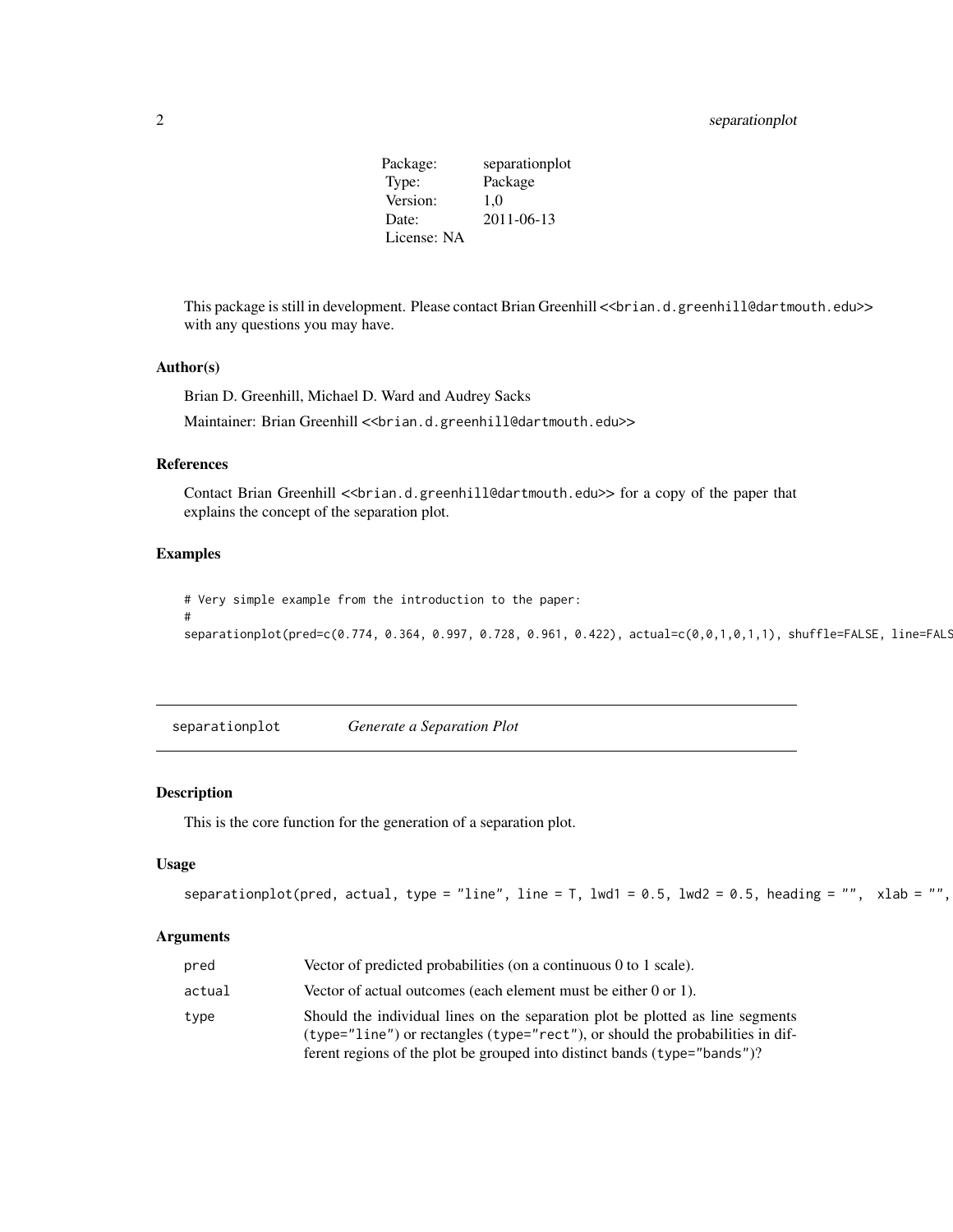| Package: | separationplot |
|---|---|
| Type: | Package |
| Version: | 1,0 |
| Date: | 2011-06-13 |
| License: | NA |

This package is still in development. Please contact Brian Greenhill <<brian.d.greenhill@dartmouth.edu>> with any questions you may have.

### Author(s)

Brian D. Greenhill, Michael D. Ward and Audrey Sacks

Maintainer: Brian Greenhill <<brian.d.greenhill@dartmouth.edu>>

### References

Contact Brian Greenhill <<brian.d.greenhill@dartmouth.edu>> for a copy of the paper that explains the concept of the separation plot.

### Examples

```
# Very simple example from the introduction to the paper:
#
separationplot(pred=c(0.774, 0.364, 0.997, 0.728, 0.961, 0.422), actual=c(0,0,1,0,1,1), shuffle=FALSE, line=FALS
```

---

separationplot *Generate a Separation Plot*

---

### Description

This is the core function for the generation of a separation plot.

### Usage

```
separationplot(pred, actual, type = "line", line = T, lwd1 = 0.5, lwd2 = 0.5, heading = "",  xlab = "",
```

### Arguments

| | |
|---|---|
| pred | Vector of predicted probabilities (on a continuous 0 to 1 scale). |
| actual | Vector of actual outcomes (each element must be either 0 or 1). |
| type | Should the individual lines on the separation plot be plotted as line segments (type="line") or rectangles (type="rect"), or should the probabilities in different regions of the plot be grouped into distinct bands (type="bands")? |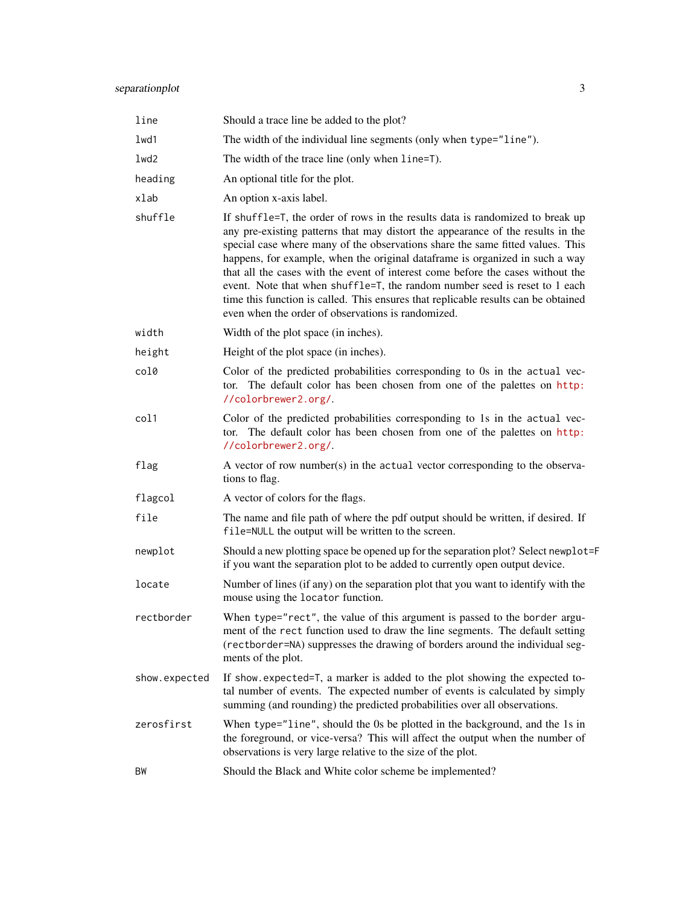| | |
|---|---|
| `line` | Should a trace line be added to the plot? |
| `lwd1` | The width of the individual line segments (only when `type="line"`). |
| `lwd2` | The width of the trace line (only when `line=T`). |
| `heading` | An optional title for the plot. |
| `xlab` | An option x-axis label. |
| `shuffle` | If `shuffle=T`, the order of rows in the results data is randomized to break up any pre-existing patterns that may distort the appearance of the results in the special case where many of the observations share the same fitted values. This happens, for example, when the original dataframe is organized in such a way that all the cases with the event of interest come before the cases without the event. Note that when `shuffle=T`, the random number seed is reset to 1 each time this function is called. This ensures that replicable results can be obtained even when the order of observations is randomized. |
| `width` | Width of the plot space (in inches). |
| `height` | Height of the plot space (in inches). |
| `col0` | Color of the predicted probabilities corresponding to 0s in the `actual` vector. The default color has been chosen from one of the palettes on http://colorbrewer2.org/. |
| `col1` | Color of the predicted probabilities corresponding to 1s in the `actual` vector. The default color has been chosen from one of the palettes on http://colorbrewer2.org/. |
| `flag` | A vector of row number(s) in the `actual` vector corresponding to the observations to flag. |
| `flagcol` | A vector of colors for the flags. |
| `file` | The name and file path of where the pdf output should be written, if desired. If `file=NULL` the output will be written to the screen. |
| `newplot` | Should a new plotting space be opened up for the separation plot? Select `newplot=F` if you want the separation plot to be added to currently open output device. |
| `locate` | Number of lines (if any) on the separation plot that you want to identify with the mouse using the `locator` function. |
| `rectborder` | When `type="rect"`, the value of this argument is passed to the `border` argument of the `rect` function used to draw the line segments. The default setting (`rectborder=NA`) suppresses the drawing of borders around the individual segments of the plot. |
| `show.expected` | If `show.expected=T`, a marker is added to the plot showing the expected total number of events. The expected number of events is calculated by simply summing (and rounding) the predicted probabilities over all observations. |
| `zerosfirst` | When `type="line"`, should the 0s be plotted in the background, and the 1s in the foreground, or vice-versa? This will affect the output when the number of observations is very large relative to the size of the plot. |
| `BW` | Should the Black and White color scheme be implemented? |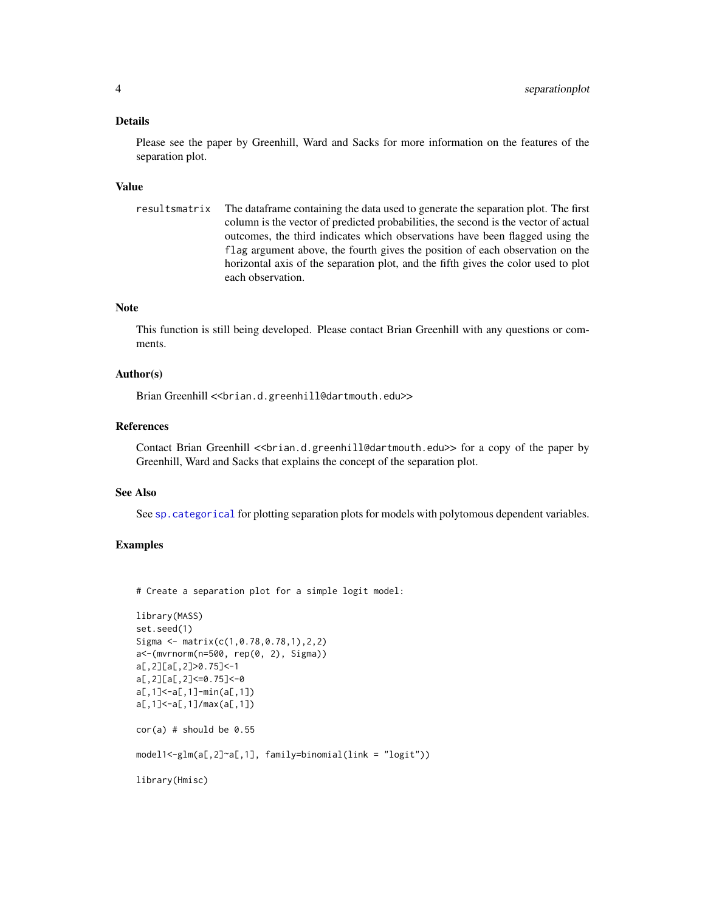## Details

Please see the paper by Greenhill, Ward and Sacks for more information on the features of the separation plot.

## Value

resultsmatrix The dataframe containing the data used to generate the separation plot. The first column is the vector of predicted probabilities, the second is the vector of actual outcomes, the third indicates which observations have been flagged using the `flag` argument above, the fourth gives the position of each observation on the horizontal axis of the separation plot, and the fifth gives the color used to plot each observation.

## Note

This function is still being developed. Please contact Brian Greenhill with any questions or comments.

## Author(s)

Brian Greenhill <<brian.d.greenhill@dartmouth.edu>>

## References

Contact Brian Greenhill <<brian.d.greenhill@dartmouth.edu>> for a copy of the paper by Greenhill, Ward and Sacks that explains the concept of the separation plot.

## See Also

See `sp.categorical` for plotting separation plots for models with polytomous dependent variables.

## Examples

```
# Create a separation plot for a simple logit model:

library(MASS)
set.seed(1)
Sigma <- matrix(c(1,0.78,0.78,1),2,2)
a<-(mvrnorm(n=500, rep(0, 2), Sigma))
a[,2][a[,2]>0.75]<-1
a[,2][a[,2]<=0.75]<-0
a[,1]<-a[,1]-min(a[,1])
a[,1]<-a[,1]/max(a[,1])

cor(a) # should be 0.55

model1<-glm(a[,2]~a[,1], family=binomial(link = "logit"))

library(Hmisc)
```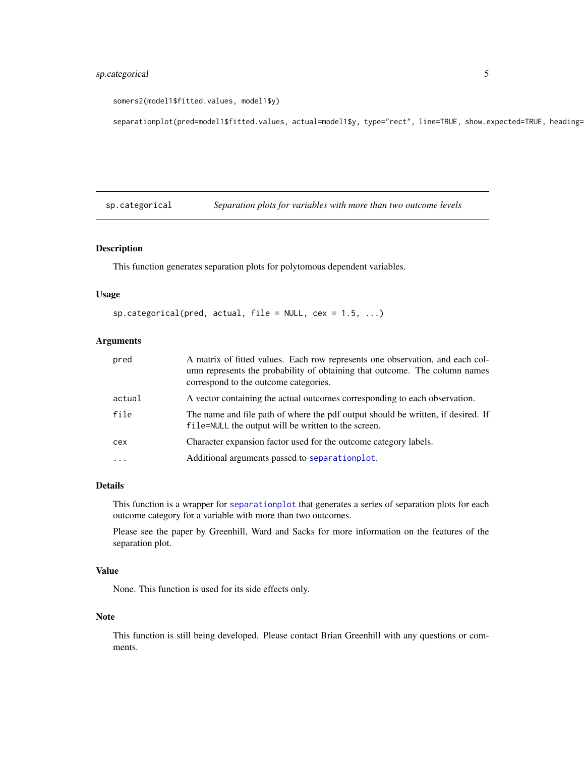```
somers2(model1$fitted.values, model1$y)

separationplot(pred=model1$fitted.values, actual=model1$y, type="rect", line=TRUE, show.expected=TRUE, heading=
```

## sp.categorical — *Separation plots for variables with more than two outcome levels*

### Description

This function generates separation plots for polytomous dependent variables.

### Usage

```
sp.categorical(pred, actual, file = NULL, cex = 1.5, ...)
```

### Arguments

| | |
|---|---|
| `pred` | A matrix of fitted values. Each row represents one observation, and each column represents the probability of obtaining that outcome. The column names correspond to the outcome categories. |
| `actual` | A vector containing the actual outcomes corresponding to each observation. |
| `file` | The name and file path of where the pdf output should be written, if desired. If `file=NULL` the output will be written to the screen. |
| `cex` | Character expansion factor used for the outcome category labels. |
| `...` | Additional arguments passed to `separationplot`. |

### Details

This function is a wrapper for `separationplot` that generates a series of separation plots for each outcome category for a variable with more than two outcomes.

Please see the paper by Greenhill, Ward and Sacks for more information on the features of the separation plot.

### Value

None. This function is used for its side effects only.

### Note

This function is still being developed. Please contact Brian Greenhill with any questions or comments.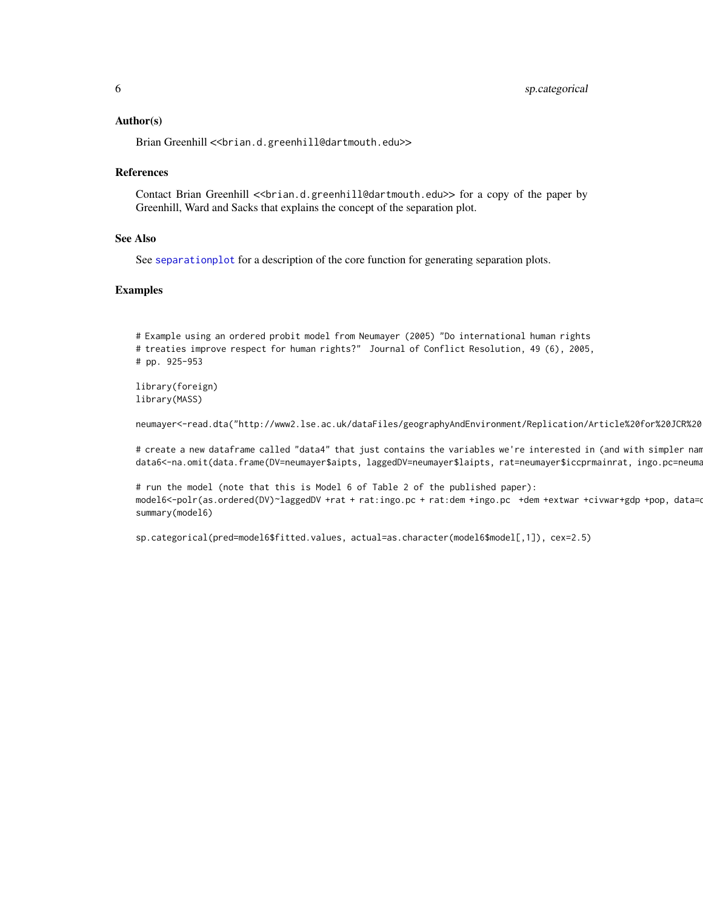### Author(s)

Brian Greenhill <<brian.d.greenhill@dartmouth.edu>>

### References

Contact Brian Greenhill <<brian.d.greenhill@dartmouth.edu>> for a copy of the paper by Greenhill, Ward and Sacks that explains the concept of the separation plot.

### See Also

See `separationplot` for a description of the core function for generating separation plots.

### Examples

```
# Example using an ordered probit model from Neumayer (2005) "Do international human rights
# treaties improve respect for human rights?"  Journal of Conflict Resolution, 49 (6), 2005,
# pp. 925-953

library(foreign)
library(MASS)

neumayer<-read.dta("http://www2.lse.ac.uk/dataFiles/geographyAndEnvironment/Replication/Article%20for%20JCR%20

# create a new dataframe called "data4" that just contains the variables we're interested in (and with simpler nam
data6<-na.omit(data.frame(DV=neumayer$aipts, laggedDV=neumayer$laipts, rat=neumayer$iccprmainrat, ingo.pc=neuma

# run the model (note that this is Model 6 of Table 2 of the published paper):
model6<-polr(as.ordered(DV)~laggedDV +rat + rat:ingo.pc + rat:dem +ingo.pc  +dem +extwar +civwar+gdp +pop, data=d
summary(model6)

sp.categorical(pred=model6$fitted.values, actual=as.character(model6$model[,1]), cex=2.5)
```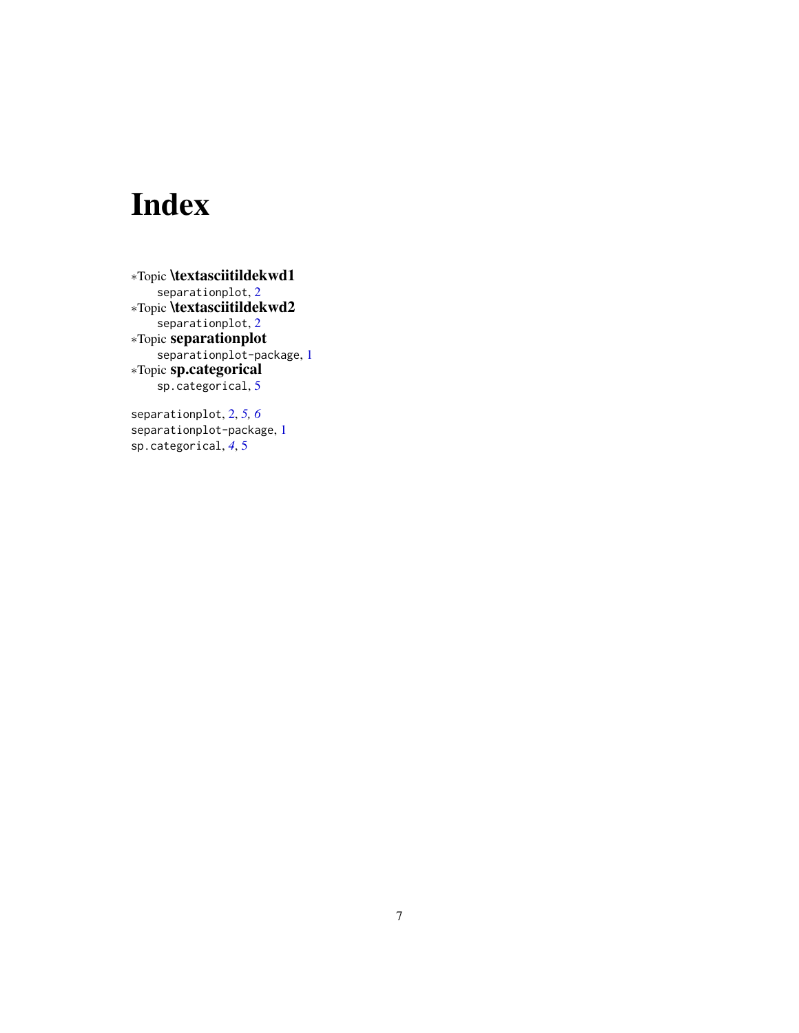# Index

∗Topic **\textasciitildekwd1**
  separationplot, 2
∗Topic **\textasciitildekwd2**
  separationplot, 2
∗Topic **separationplot**
  separationplot-package, 1
∗Topic **sp.categorical**
  sp.categorical, 5

separationplot, 2, *5, 6*
separationplot-package, 1
sp.categorical, *4*, 5